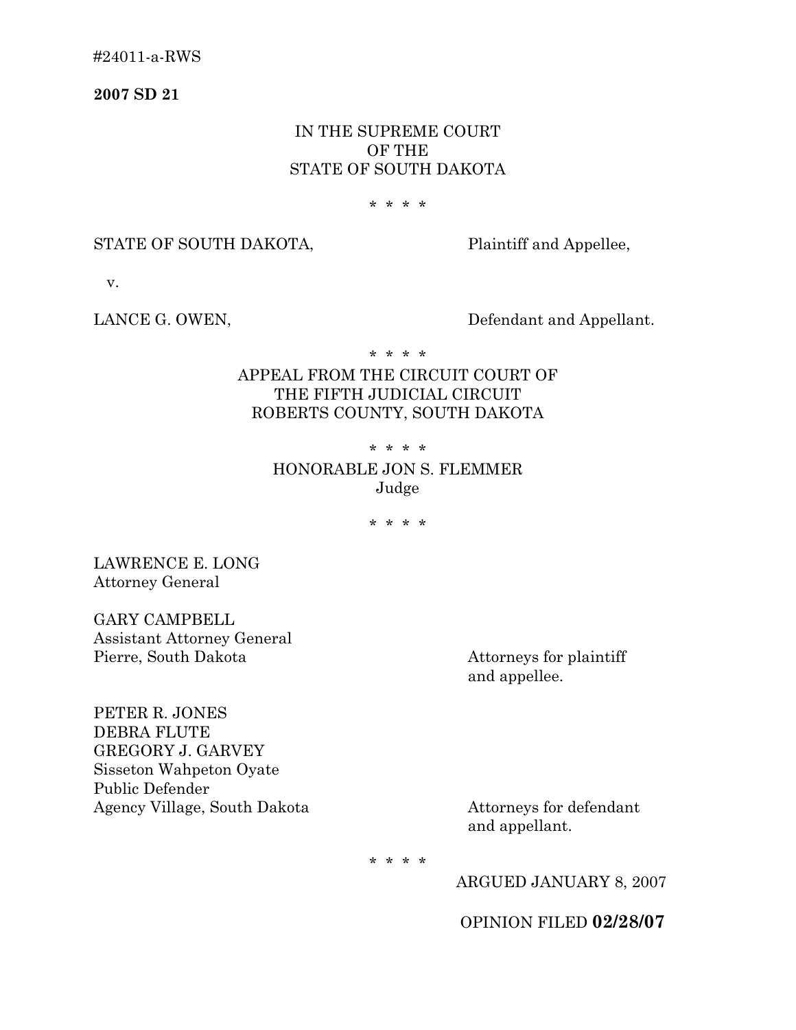#24011-a-RWS

**2007 SD 21**

IN THE SUPREME COURT
OF THE
STATE OF SOUTH DAKOTA

* * * *

STATE OF SOUTH DAKOTA, Plaintiff and Appellee,

v.

LANCE G. OWEN, Defendant and Appellant.

* * * *

APPEAL FROM THE CIRCUIT COURT OF
THE FIFTH JUDICIAL CIRCUIT
ROBERTS COUNTY, SOUTH DAKOTA

* * * *

HONORABLE JON S. FLEMMER
Judge

* * * *

LAWRENCE E. LONG
Attorney General

GARY CAMPBELL
Assistant Attorney General
Pierre, South Dakota

Attorneys for plaintiff and appellee.

PETER R. JONES
DEBRA FLUTE
GREGORY J. GARVEY
Sisseton Wahpeton Oyate
Public Defender
Agency Village, South Dakota

Attorneys for defendant and appellant.

* * * *

ARGUED JANUARY 8, 2007

OPINION FILED **02/28/07**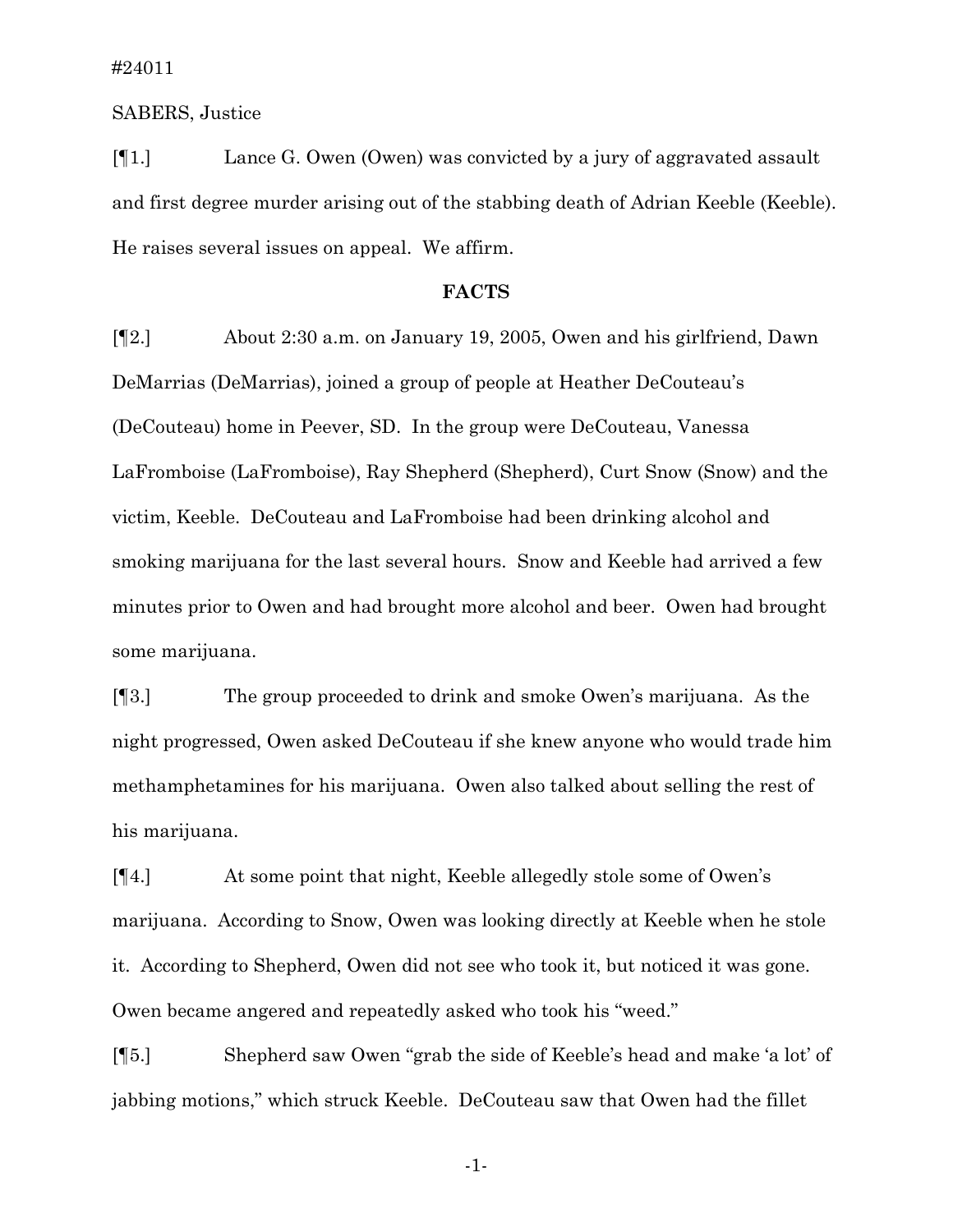#24011

SABERS, Justice

[¶1.] Lance G. Owen (Owen) was convicted by a jury of aggravated assault and first degree murder arising out of the stabbing death of Adrian Keeble (Keeble). He raises several issues on appeal. We affirm.

## FACTS

[¶2.] About 2:30 a.m. on January 19, 2005, Owen and his girlfriend, Dawn DeMarrias (DeMarrias), joined a group of people at Heather DeCouteau's (DeCouteau) home in Peever, SD. In the group were DeCouteau, Vanessa LaFromboise (LaFromboise), Ray Shepherd (Shepherd), Curt Snow (Snow) and the victim, Keeble. DeCouteau and LaFromboise had been drinking alcohol and smoking marijuana for the last several hours. Snow and Keeble had arrived a few minutes prior to Owen and had brought more alcohol and beer. Owen had brought some marijuana.

[¶3.] The group proceeded to drink and smoke Owen's marijuana. As the night progressed, Owen asked DeCouteau if she knew anyone who would trade him methamphetamines for his marijuana. Owen also talked about selling the rest of his marijuana.

[¶4.] At some point that night, Keeble allegedly stole some of Owen's marijuana. According to Snow, Owen was looking directly at Keeble when he stole it. According to Shepherd, Owen did not see who took it, but noticed it was gone. Owen became angered and repeatedly asked who took his "weed."

[¶5.] Shepherd saw Owen "grab the side of Keeble's head and make 'a lot' of jabbing motions," which struck Keeble. DeCouteau saw that Owen had the fillet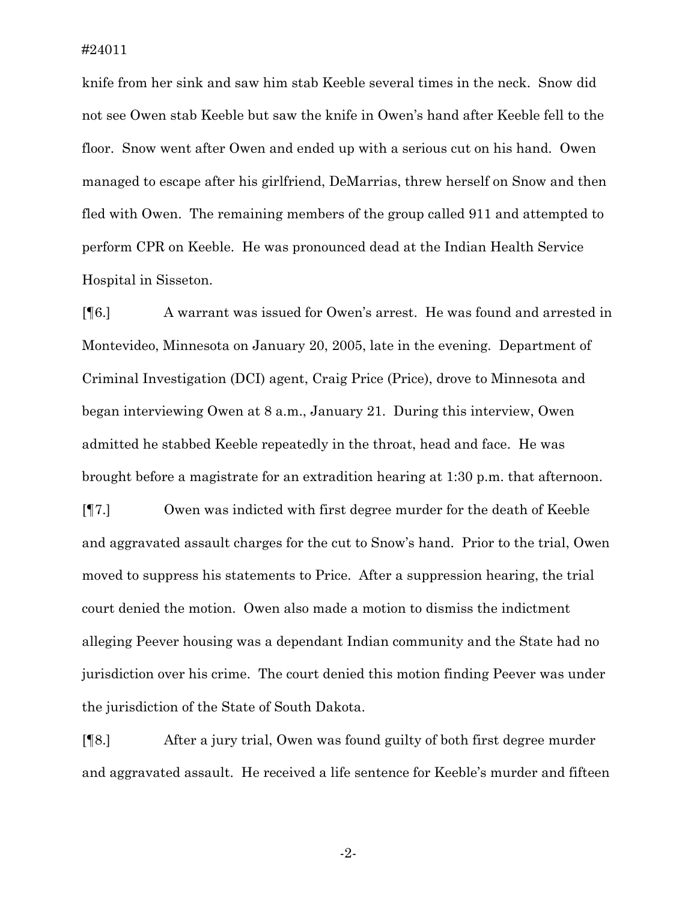knife from her sink and saw him stab Keeble several times in the neck. Snow did not see Owen stab Keeble but saw the knife in Owen's hand after Keeble fell to the floor. Snow went after Owen and ended up with a serious cut on his hand. Owen managed to escape after his girlfriend, DeMarrias, threw herself on Snow and then fled with Owen. The remaining members of the group called 911 and attempted to perform CPR on Keeble. He was pronounced dead at the Indian Health Service Hospital in Sisseton.

[¶6.] A warrant was issued for Owen's arrest. He was found and arrested in Montevideo, Minnesota on January 20, 2005, late in the evening. Department of Criminal Investigation (DCI) agent, Craig Price (Price), drove to Minnesota and began interviewing Owen at 8 a.m., January 21. During this interview, Owen admitted he stabbed Keeble repeatedly in the throat, head and face. He was brought before a magistrate for an extradition hearing at 1:30 p.m. that afternoon.

[¶7.] Owen was indicted with first degree murder for the death of Keeble and aggravated assault charges for the cut to Snow's hand. Prior to the trial, Owen moved to suppress his statements to Price. After a suppression hearing, the trial court denied the motion. Owen also made a motion to dismiss the indictment alleging Peever housing was a dependant Indian community and the State had no jurisdiction over his crime. The court denied this motion finding Peever was under the jurisdiction of the State of South Dakota.

[¶8.] After a jury trial, Owen was found guilty of both first degree murder and aggravated assault. He received a life sentence for Keeble's murder and fifteen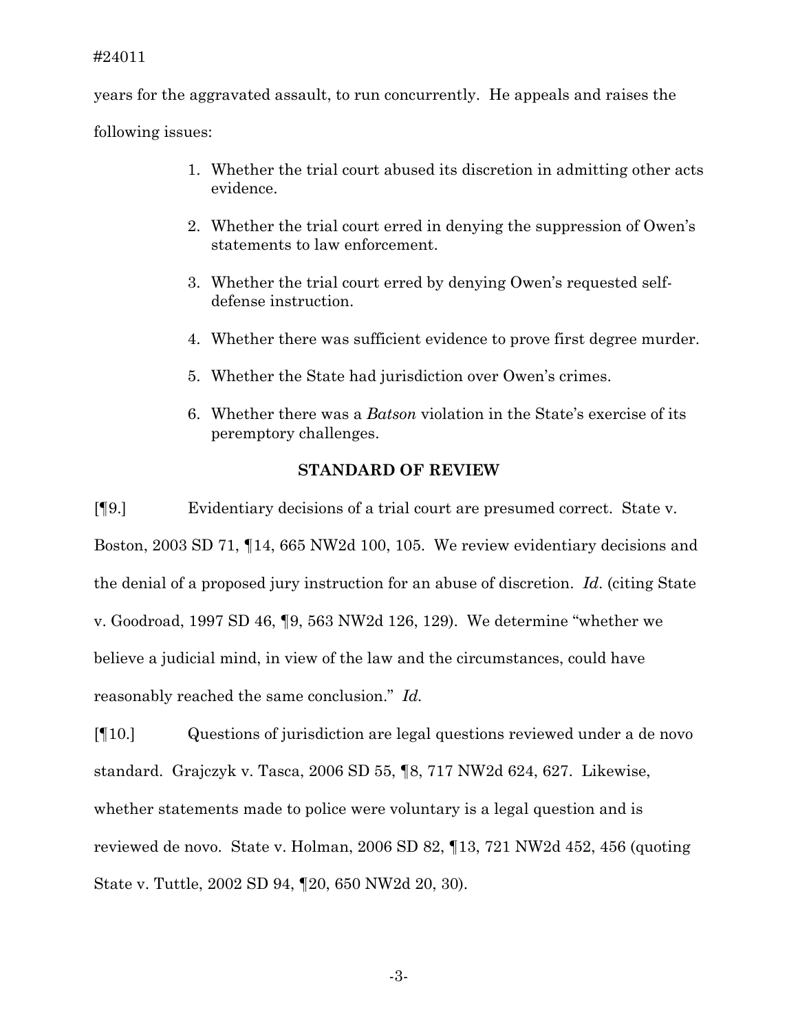years for the aggravated assault, to run concurrently. He appeals and raises the following issues:

1. Whether the trial court abused its discretion in admitting other acts evidence.
2. Whether the trial court erred in denying the suppression of Owen's statements to law enforcement.
3. Whether the trial court erred by denying Owen's requested self-defense instruction.
4. Whether there was sufficient evidence to prove first degree murder.
5. Whether the State had jurisdiction over Owen's crimes.
6. Whether there was a *Batson* violation in the State's exercise of its peremptory challenges.

### STANDARD OF REVIEW

[¶9.] Evidentiary decisions of a trial court are presumed correct. State v. Boston, 2003 SD 71, ¶14, 665 NW2d 100, 105. We review evidentiary decisions and the denial of a proposed jury instruction for an abuse of discretion. *Id.* (citing State v. Goodroad, 1997 SD 46, ¶9, 563 NW2d 126, 129). We determine "whether we believe a judicial mind, in view of the law and the circumstances, could have reasonably reached the same conclusion." *Id.*

[¶10.] Questions of jurisdiction are legal questions reviewed under a de novo standard. Grajczyk v. Tasca, 2006 SD 55, ¶8, 717 NW2d 624, 627. Likewise, whether statements made to police were voluntary is a legal question and is reviewed de novo. State v. Holman, 2006 SD 82, ¶13, 721 NW2d 452, 456 (quoting State v. Tuttle, 2002 SD 94, ¶20, 650 NW2d 20, 30).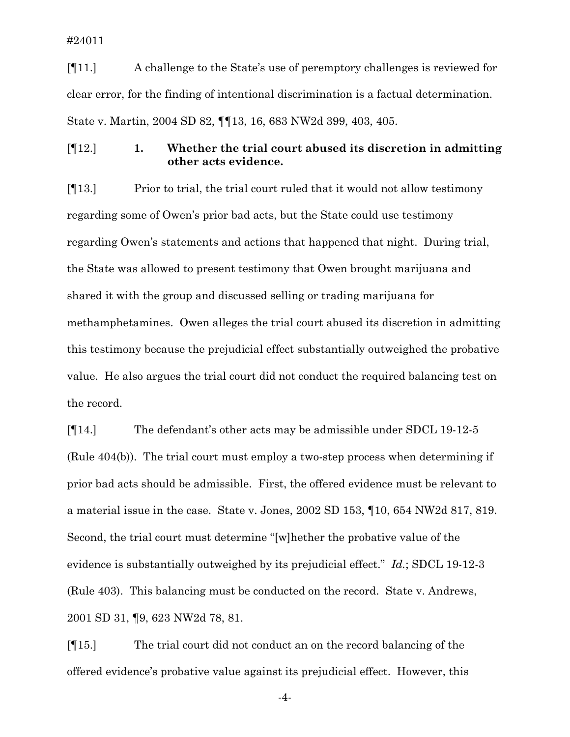[¶11.] A challenge to the State's use of peremptory challenges is reviewed for clear error, for the finding of intentional discrimination is a factual determination. State v. Martin, 2004 SD 82, ¶¶13, 16, 683 NW2d 399, 403, 405.

[¶12.] **1. Whether the trial court abused its discretion in admitting other acts evidence.**

[¶13.] Prior to trial, the trial court ruled that it would not allow testimony regarding some of Owen's prior bad acts, but the State could use testimony regarding Owen's statements and actions that happened that night. During trial, the State was allowed to present testimony that Owen brought marijuana and shared it with the group and discussed selling or trading marijuana for methamphetamines. Owen alleges the trial court abused its discretion in admitting this testimony because the prejudicial effect substantially outweighed the probative value. He also argues the trial court did not conduct the required balancing test on the record.

[¶14.] The defendant's other acts may be admissible under SDCL 19-12-5 (Rule 404(b)). The trial court must employ a two-step process when determining if prior bad acts should be admissible. First, the offered evidence must be relevant to a material issue in the case. State v. Jones, 2002 SD 153, ¶10, 654 NW2d 817, 819. Second, the trial court must determine "[w]hether the probative value of the evidence is substantially outweighed by its prejudicial effect." *Id.*; SDCL 19-12-3 (Rule 403). This balancing must be conducted on the record. State v. Andrews, 2001 SD 31, ¶9, 623 NW2d 78, 81.

[¶15.] The trial court did not conduct an on the record balancing of the offered evidence's probative value against its prejudicial effect. However, this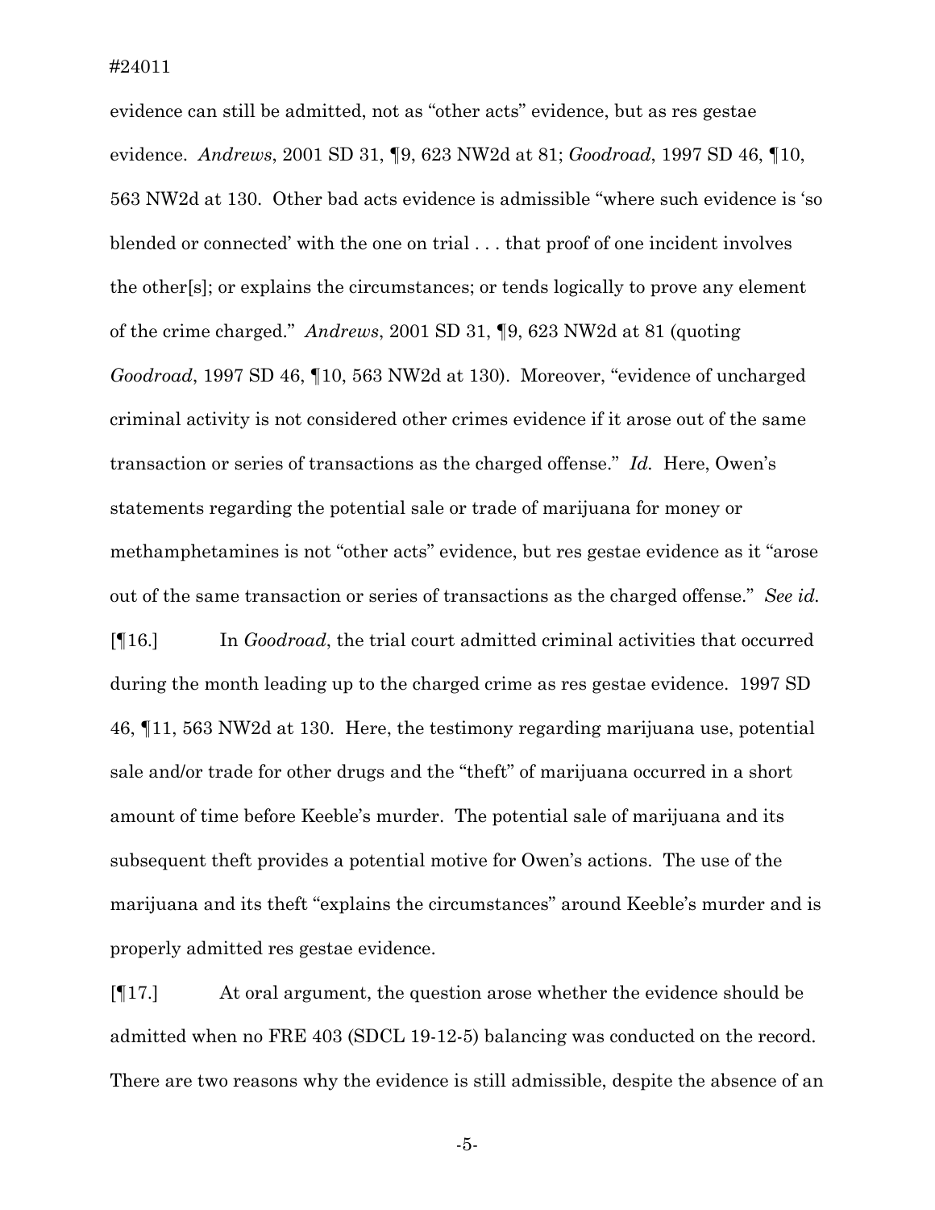evidence can still be admitted, not as "other acts" evidence, but as res gestae evidence. *Andrews*, 2001 SD 31, ¶9, 623 NW2d at 81; *Goodroad*, 1997 SD 46, ¶10, 563 NW2d at 130. Other bad acts evidence is admissible "where such evidence is 'so blended or connected' with the one on trial . . . that proof of one incident involves the other[s]; or explains the circumstances; or tends logically to prove any element of the crime charged." *Andrews*, 2001 SD 31, ¶9, 623 NW2d at 81 (quoting *Goodroad*, 1997 SD 46, ¶10, 563 NW2d at 130). Moreover, "evidence of uncharged criminal activity is not considered other crimes evidence if it arose out of the same transaction or series of transactions as the charged offense." *Id.* Here, Owen's statements regarding the potential sale or trade of marijuana for money or methamphetamines is not "other acts" evidence, but res gestae evidence as it "arose out of the same transaction or series of transactions as the charged offense." *See id.*

[¶16.] In *Goodroad*, the trial court admitted criminal activities that occurred during the month leading up to the charged crime as res gestae evidence. 1997 SD 46, ¶11, 563 NW2d at 130. Here, the testimony regarding marijuana use, potential sale and/or trade for other drugs and the "theft" of marijuana occurred in a short amount of time before Keeble's murder. The potential sale of marijuana and its subsequent theft provides a potential motive for Owen's actions. The use of the marijuana and its theft "explains the circumstances" around Keeble's murder and is properly admitted res gestae evidence.

[¶17.] At oral argument, the question arose whether the evidence should be admitted when no FRE 403 (SDCL 19-12-5) balancing was conducted on the record. There are two reasons why the evidence is still admissible, despite the absence of an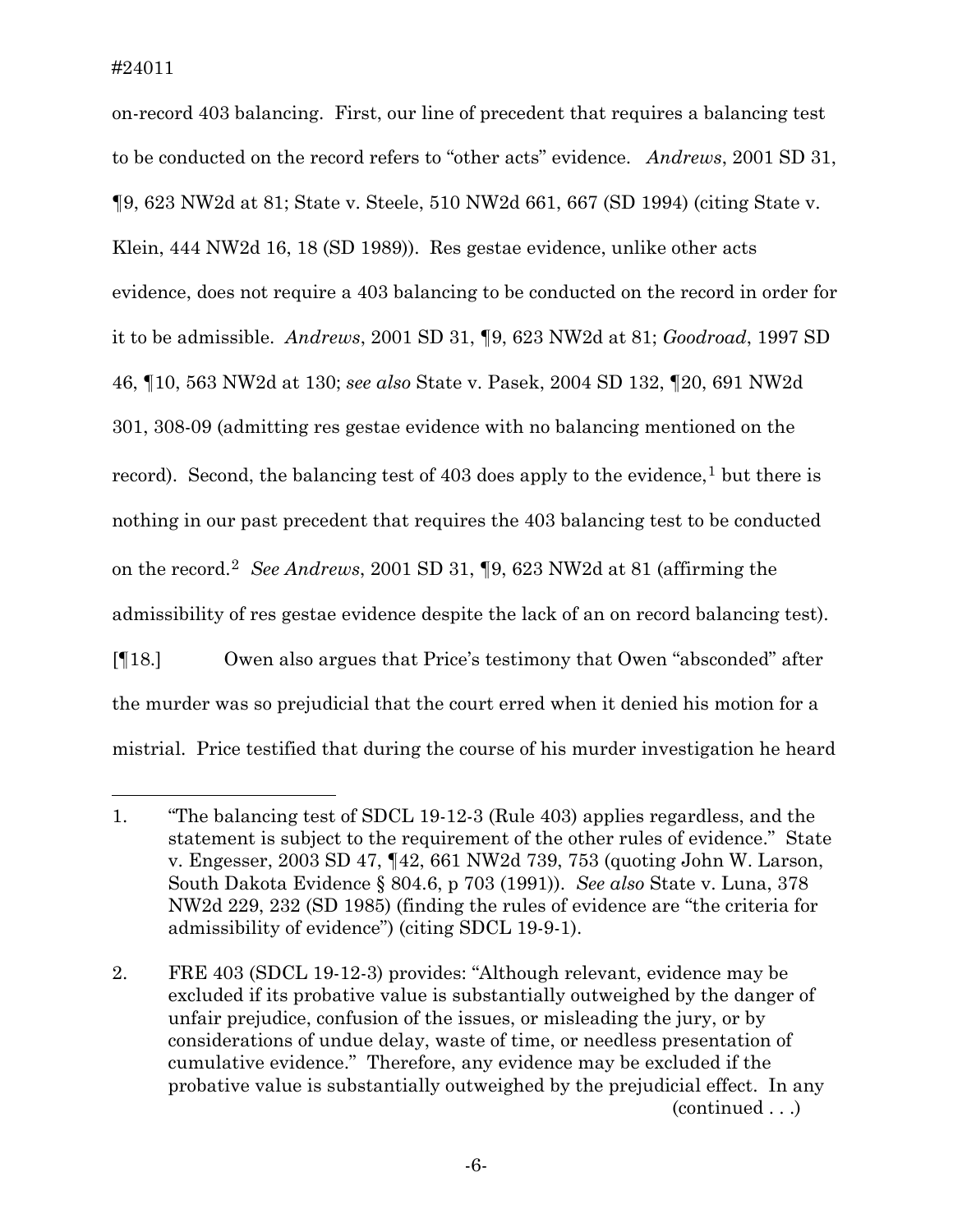on-record 403 balancing. First, our line of precedent that requires a balancing test to be conducted on the record refers to "other acts" evidence. *Andrews*, 2001 SD 31, ¶9, 623 NW2d at 81; State v. Steele, 510 NW2d 661, 667 (SD 1994) (citing State v. Klein, 444 NW2d 16, 18 (SD 1989)). Res gestae evidence, unlike other acts evidence, does not require a 403 balancing to be conducted on the record in order for it to be admissible. *Andrews*, 2001 SD 31, ¶9, 623 NW2d at 81; *Goodroad*, 1997 SD 46, ¶10, 563 NW2d at 130; *see also* State v. Pasek, 2004 SD 132, ¶20, 691 NW2d 301, 308-09 (admitting res gestae evidence with no balancing mentioned on the record). Second, the balancing test of 403 does apply to the evidence,[1] but there is nothing in our past precedent that requires the 403 balancing test to be conducted on the record.[2] *See Andrews*, 2001 SD 31, ¶9, 623 NW2d at 81 (affirming the admissibility of res gestae evidence despite the lack of an on record balancing test).

[¶18.] Owen also argues that Price's testimony that Owen "absconded" after the murder was so prejudicial that the court erred when it denied his motion for a mistrial. Price testified that during the course of his murder investigation he heard

---

1. "The balancing test of SDCL 19-12-3 (Rule 403) applies regardless, and the statement is subject to the requirement of the other rules of evidence." State v. Engesser, 2003 SD 47, ¶42, 661 NW2d 739, 753 (quoting John W. Larson, South Dakota Evidence § 804.6, p 703 (1991)). *See also* State v. Luna, 378 NW2d 229, 232 (SD 1985) (finding the rules of evidence are "the criteria for admissibility of evidence") (citing SDCL 19-9-1).

2. FRE 403 (SDCL 19-12-3) provides: "Although relevant, evidence may be excluded if its probative value is substantially outweighed by the danger of unfair prejudice, confusion of the issues, or misleading the jury, or by considerations of undue delay, waste of time, or needless presentation of cumulative evidence." Therefore, any evidence may be excluded if the probative value is substantially outweighed by the prejudicial effect. In any (continued . . .)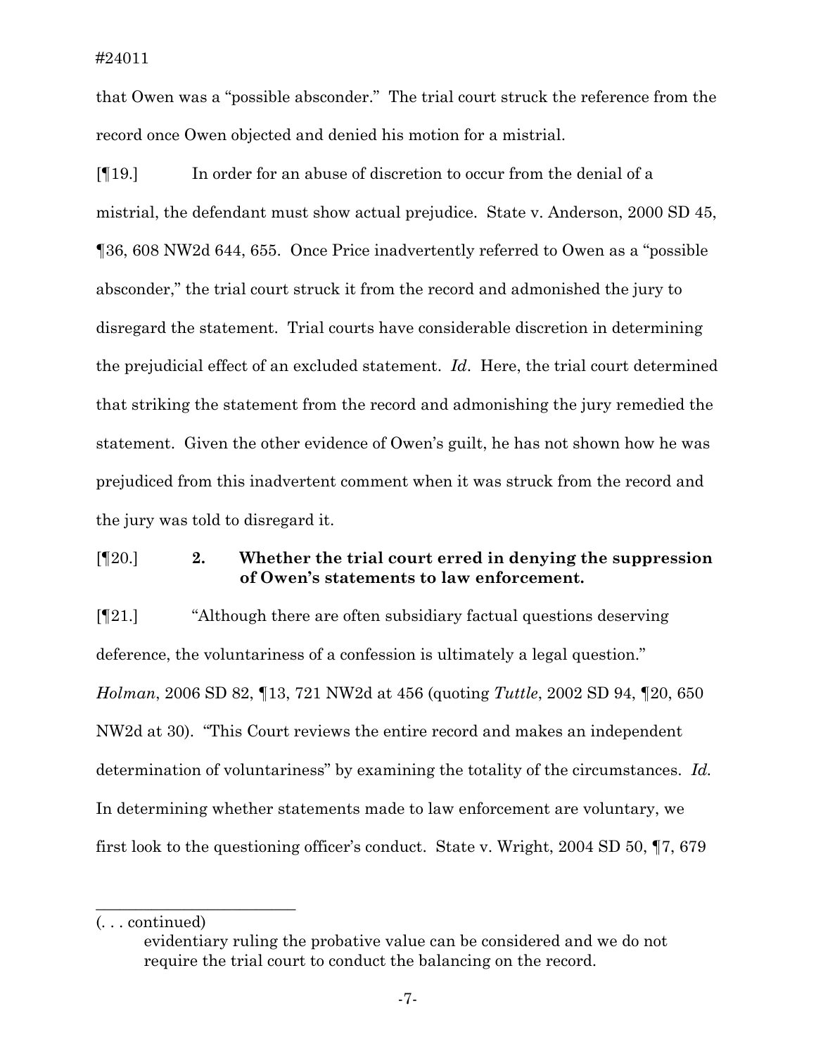that Owen was a "possible absconder." The trial court struck the reference from the record once Owen objected and denied his motion for a mistrial.

[¶19.] In order for an abuse of discretion to occur from the denial of a mistrial, the defendant must show actual prejudice. State v. Anderson, 2000 SD 45, ¶36, 608 NW2d 644, 655. Once Price inadvertently referred to Owen as a "possible absconder," the trial court struck it from the record and admonished the jury to disregard the statement. Trial courts have considerable discretion in determining the prejudicial effect of an excluded statement. *Id*. Here, the trial court determined that striking the statement from the record and admonishing the jury remedied the statement. Given the other evidence of Owen's guilt, he has not shown how he was prejudiced from this inadvertent comment when it was struck from the record and the jury was told to disregard it.

[¶20.] **2. Whether the trial court erred in denying the suppression of Owen's statements to law enforcement.**

[¶21.] "Although there are often subsidiary factual questions deserving deference, the voluntariness of a confession is ultimately a legal question." *Holman*, 2006 SD 82, ¶13, 721 NW2d at 456 (quoting *Tuttle*, 2002 SD 94, ¶20, 650 NW2d at 30). "This Court reviews the entire record and makes an independent determination of voluntariness" by examining the totality of the circumstances. *Id.* In determining whether statements made to law enforcement are voluntary, we first look to the questioning officer's conduct. State v. Wright, 2004 SD 50, ¶7, 679

---

(. . . continued)

evidentiary ruling the probative value can be considered and we do not require the trial court to conduct the balancing on the record.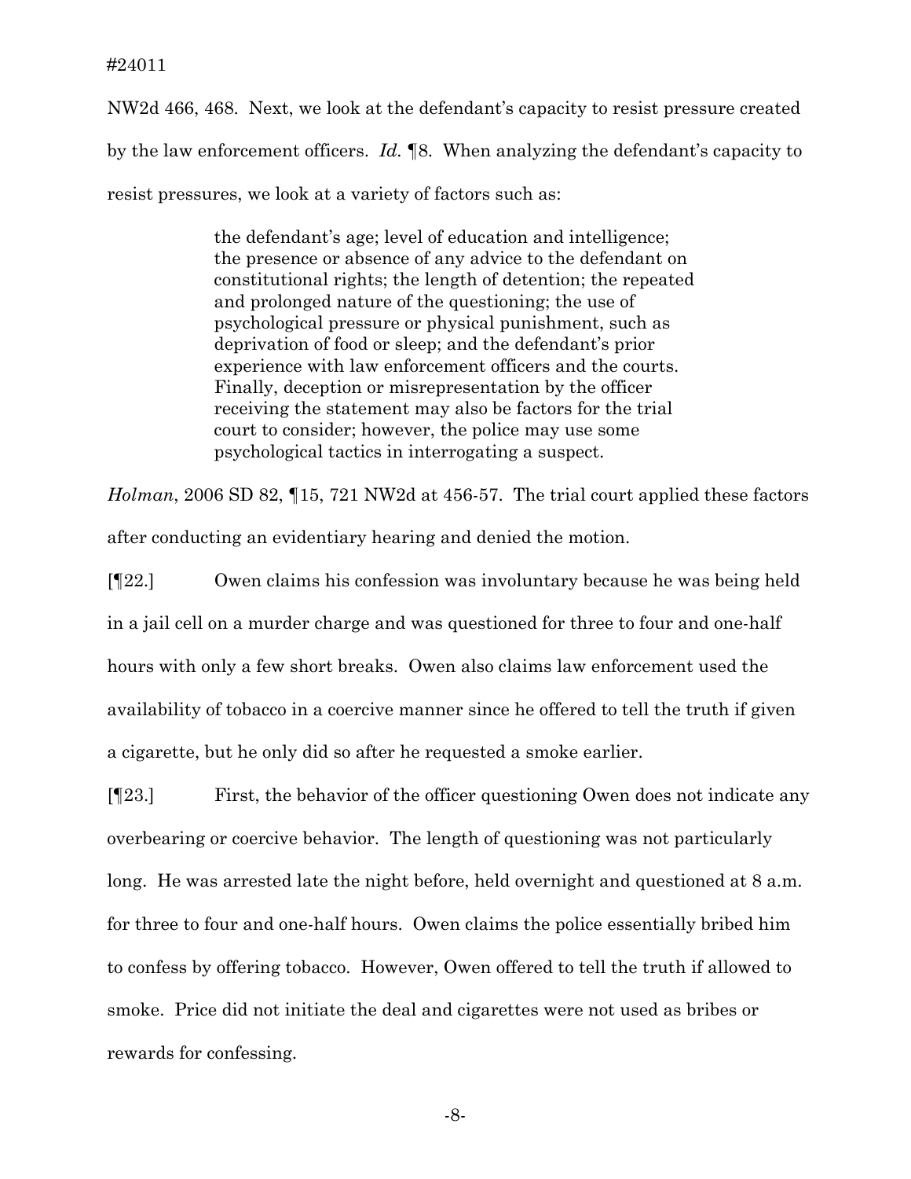NW2d 466, 468. Next, we look at the defendant's capacity to resist pressure created by the law enforcement officers. *Id.* ¶8. When analyzing the defendant's capacity to resist pressures, we look at a variety of factors such as:

> the defendant's age; level of education and intelligence; the presence or absence of any advice to the defendant on constitutional rights; the length of detention; the repeated and prolonged nature of the questioning; the use of psychological pressure or physical punishment, such as deprivation of food or sleep; and the defendant's prior experience with law enforcement officers and the courts. Finally, deception or misrepresentation by the officer receiving the statement may also be factors for the trial court to consider; however, the police may use some psychological tactics in interrogating a suspect.

*Holman*, 2006 SD 82, ¶15, 721 NW2d at 456-57. The trial court applied these factors after conducting an evidentiary hearing and denied the motion.

[¶22.] Owen claims his confession was involuntary because he was being held in a jail cell on a murder charge and was questioned for three to four and one-half hours with only a few short breaks. Owen also claims law enforcement used the availability of tobacco in a coercive manner since he offered to tell the truth if given a cigarette, but he only did so after he requested a smoke earlier.

[¶23.] First, the behavior of the officer questioning Owen does not indicate any overbearing or coercive behavior. The length of questioning was not particularly long. He was arrested late the night before, held overnight and questioned at 8 a.m. for three to four and one-half hours. Owen claims the police essentially bribed him to confess by offering tobacco. However, Owen offered to tell the truth if allowed to smoke. Price did not initiate the deal and cigarettes were not used as bribes or rewards for confessing.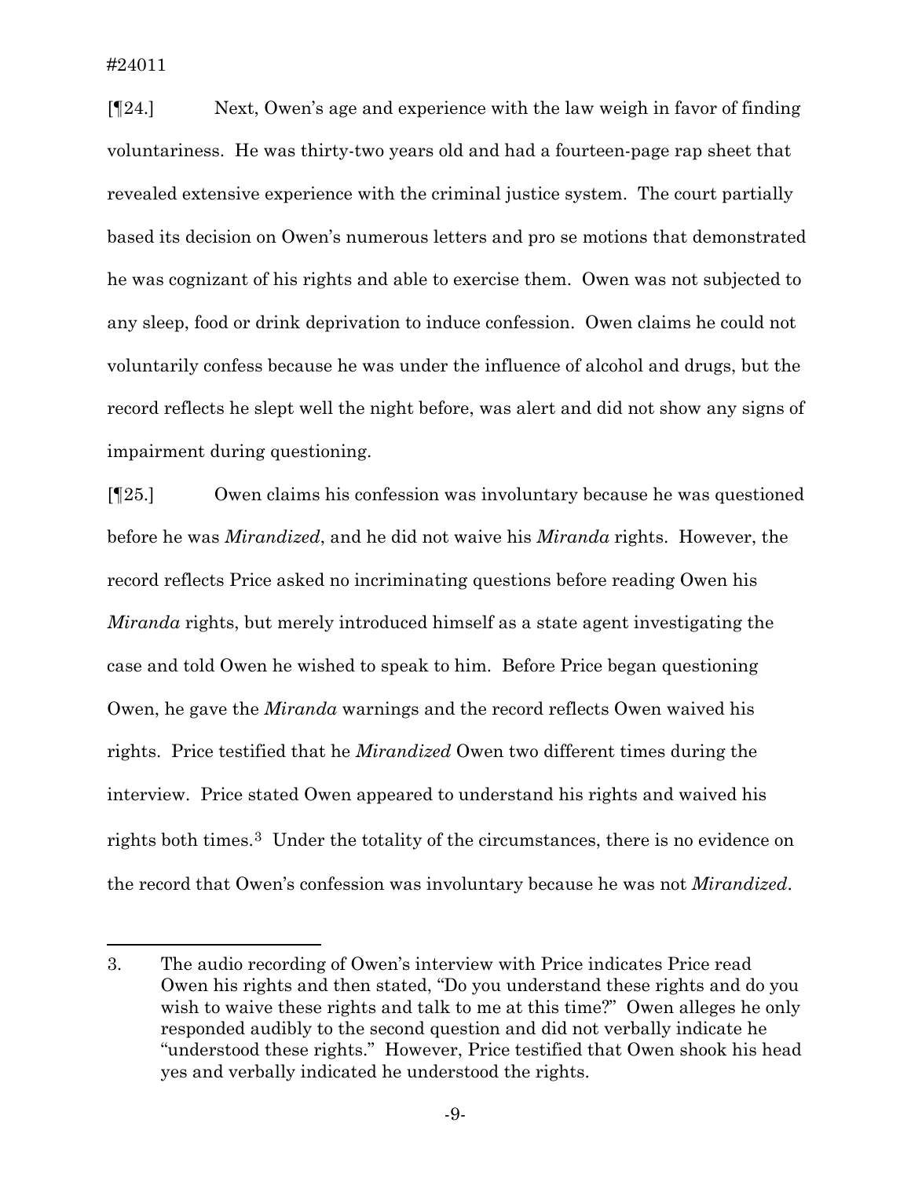[¶24.] Next, Owen's age and experience with the law weigh in favor of finding voluntariness. He was thirty-two years old and had a fourteen-page rap sheet that revealed extensive experience with the criminal justice system. The court partially based its decision on Owen's numerous letters and pro se motions that demonstrated he was cognizant of his rights and able to exercise them. Owen was not subjected to any sleep, food or drink deprivation to induce confession. Owen claims he could not voluntarily confess because he was under the influence of alcohol and drugs, but the record reflects he slept well the night before, was alert and did not show any signs of impairment during questioning.

[¶25.] Owen claims his confession was involuntary because he was questioned before he was *Mirandized*, and he did not waive his *Miranda* rights. However, the record reflects Price asked no incriminating questions before reading Owen his *Miranda* rights, but merely introduced himself as a state agent investigating the case and told Owen he wished to speak to him. Before Price began questioning Owen, he gave the *Miranda* warnings and the record reflects Owen waived his rights. Price testified that he *Mirandized* Owen two different times during the interview. Price stated Owen appeared to understand his rights and waived his rights both times.[3] Under the totality of the circumstances, there is no evidence on the record that Owen's confession was involuntary because he was not *Mirandized*.

---

3. The audio recording of Owen's interview with Price indicates Price read Owen his rights and then stated, "Do you understand these rights and do you wish to waive these rights and talk to me at this time?" Owen alleges he only responded audibly to the second question and did not verbally indicate he "understood these rights." However, Price testified that Owen shook his head yes and verbally indicated he understood the rights.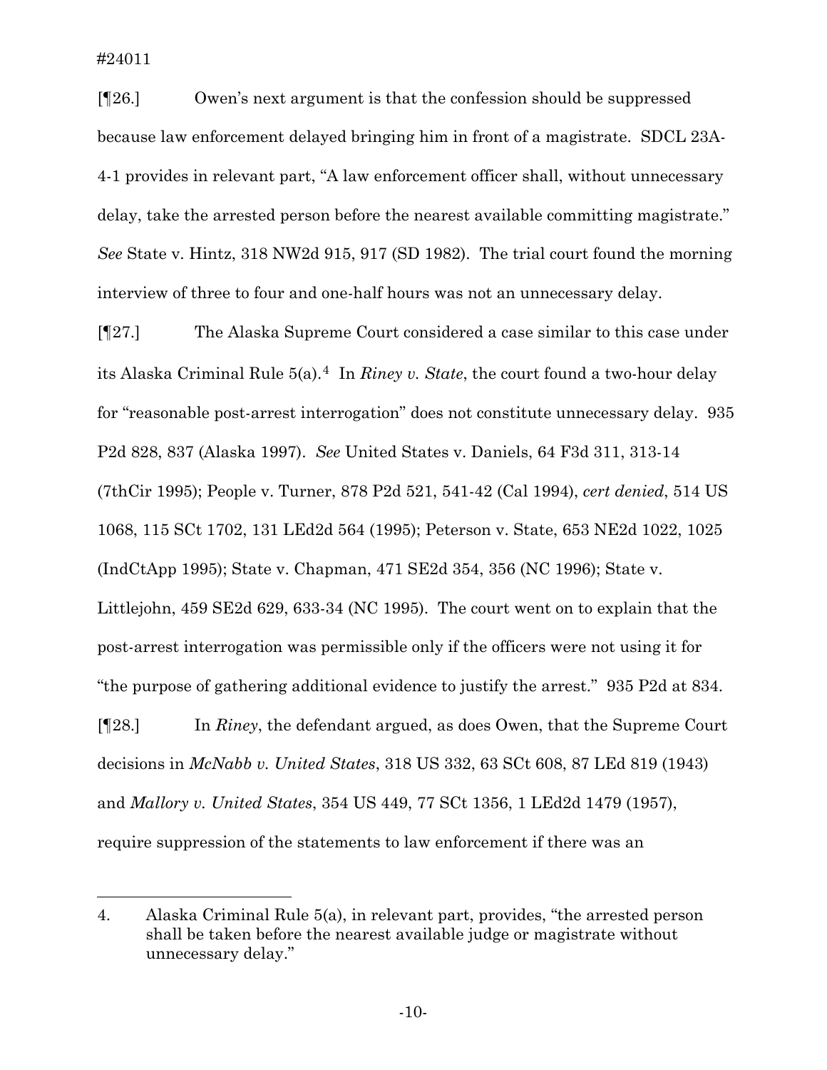[¶26.] Owen's next argument is that the confession should be suppressed because law enforcement delayed bringing him in front of a magistrate. SDCL 23A-4-1 provides in relevant part, "A law enforcement officer shall, without unnecessary delay, take the arrested person before the nearest available committing magistrate." *See* State v. Hintz, 318 NW2d 915, 917 (SD 1982). The trial court found the morning interview of three to four and one-half hours was not an unnecessary delay.

[¶27.] The Alaska Supreme Court considered a case similar to this case under its Alaska Criminal Rule 5(a).[4] In *Riney v. State*, the court found a two-hour delay for "reasonable post-arrest interrogation" does not constitute unnecessary delay. 935 P2d 828, 837 (Alaska 1997). *See* United States v. Daniels, 64 F3d 311, 313-14 (7thCir 1995); People v. Turner, 878 P2d 521, 541-42 (Cal 1994), *cert denied*, 514 US 1068, 115 SCt 1702, 131 LEd2d 564 (1995); Peterson v. State, 653 NE2d 1022, 1025 (IndCtApp 1995); State v. Chapman, 471 SE2d 354, 356 (NC 1996); State v. Littlejohn, 459 SE2d 629, 633-34 (NC 1995). The court went on to explain that the post-arrest interrogation was permissible only if the officers were not using it for "the purpose of gathering additional evidence to justify the arrest." 935 P2d at 834.

[¶28.] In *Riney*, the defendant argued, as does Owen, that the Supreme Court decisions in *McNabb v. United States*, 318 US 332, 63 SCt 608, 87 LEd 819 (1943) and *Mallory v. United States*, 354 US 449, 77 SCt 1356, 1 LEd2d 1479 (1957), require suppression of the statements to law enforcement if there was an

---

4. Alaska Criminal Rule 5(a), in relevant part, provides, "the arrested person shall be taken before the nearest available judge or magistrate without unnecessary delay."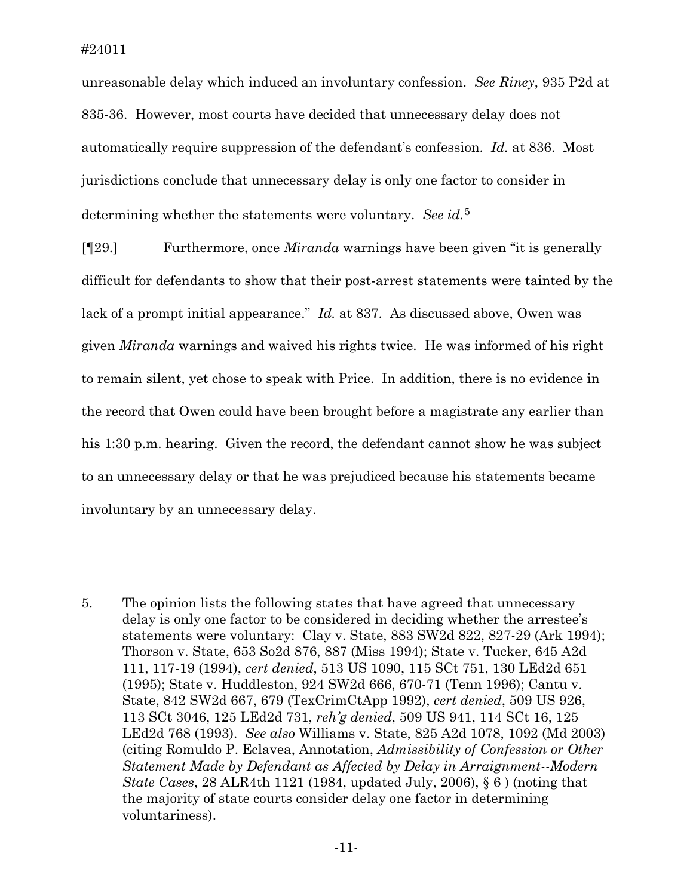unreasonable delay which induced an involuntary confession. *See Riney*, 935 P2d at 835-36. However, most courts have decided that unnecessary delay does not automatically require suppression of the defendant's confession. *Id.* at 836. Most jurisdictions conclude that unnecessary delay is only one factor to consider in determining whether the statements were voluntary. *See id.*[5]

[¶29.] Furthermore, once *Miranda* warnings have been given "it is generally difficult for defendants to show that their post-arrest statements were tainted by the lack of a prompt initial appearance." *Id.* at 837. As discussed above, Owen was given *Miranda* warnings and waived his rights twice. He was informed of his right to remain silent, yet chose to speak with Price. In addition, there is no evidence in the record that Owen could have been brought before a magistrate any earlier than his 1:30 p.m. hearing. Given the record, the defendant cannot show he was subject to an unnecessary delay or that he was prejudiced because his statements became involuntary by an unnecessary delay.

---

5. The opinion lists the following states that have agreed that unnecessary delay is only one factor to be considered in deciding whether the arrestee's statements were voluntary: Clay v. State, 883 SW2d 822, 827-29 (Ark 1994); Thorson v. State, 653 So2d 876, 887 (Miss 1994); State v. Tucker, 645 A2d 111, 117-19 (1994), *cert denied*, 513 US 1090, 115 SCt 751, 130 LEd2d 651 (1995); State v. Huddleston, 924 SW2d 666, 670-71 (Tenn 1996); Cantu v. State, 842 SW2d 667, 679 (TexCrimCtApp 1992), *cert denied*, 509 US 926, 113 SCt 3046, 125 LEd2d 731, *reh'g denied*, 509 US 941, 114 SCt 16, 125 LEd2d 768 (1993). *See also* Williams v. State, 825 A2d 1078, 1092 (Md 2003) (citing Romuldo P. Eclavea, Annotation, *Admissibility of Confession or Other Statement Made by Defendant as Affected by Delay in Arraignment--Modern State Cases*, 28 ALR4th 1121 (1984, updated July, 2006), § 6 ) (noting that the majority of state courts consider delay one factor in determining voluntariness).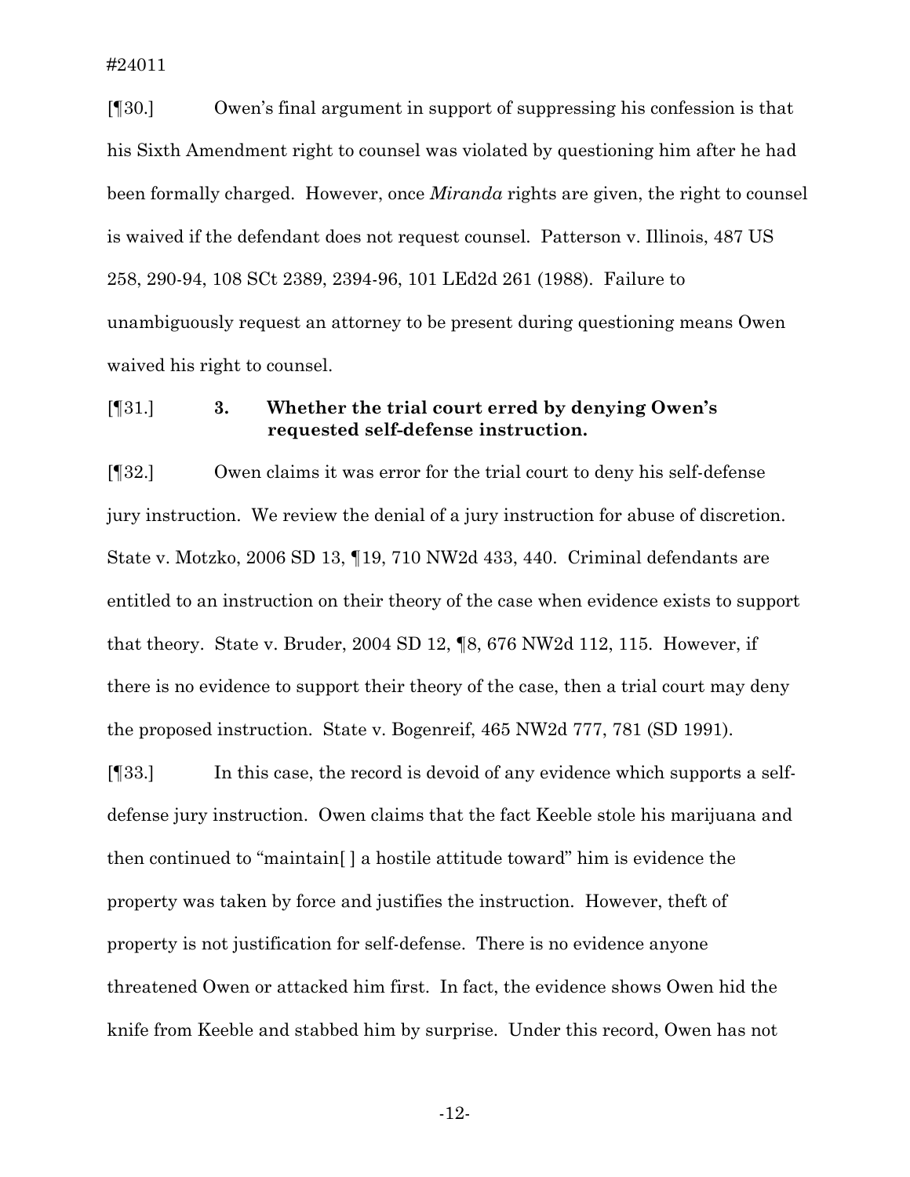[¶30.] Owen's final argument in support of suppressing his confession is that his Sixth Amendment right to counsel was violated by questioning him after he had been formally charged. However, once *Miranda* rights are given, the right to counsel is waived if the defendant does not request counsel. Patterson v. Illinois, 487 US 258, 290-94, 108 SCt 2389, 2394-96, 101 LEd2d 261 (1988). Failure to unambiguously request an attorney to be present during questioning means Owen waived his right to counsel.

[¶31.] **3. Whether the trial court erred by denying Owen's requested self-defense instruction.**

[¶32.] Owen claims it was error for the trial court to deny his self-defense jury instruction. We review the denial of a jury instruction for abuse of discretion. State v. Motzko, 2006 SD 13, ¶19, 710 NW2d 433, 440. Criminal defendants are entitled to an instruction on their theory of the case when evidence exists to support that theory. State v. Bruder, 2004 SD 12, ¶8, 676 NW2d 112, 115. However, if there is no evidence to support their theory of the case, then a trial court may deny the proposed instruction. State v. Bogenreif, 465 NW2d 777, 781 (SD 1991).

[¶33.] In this case, the record is devoid of any evidence which supports a self-defense jury instruction. Owen claims that the fact Keeble stole his marijuana and then continued to "maintain[ ] a hostile attitude toward" him is evidence the property was taken by force and justifies the instruction. However, theft of property is not justification for self-defense. There is no evidence anyone threatened Owen or attacked him first. In fact, the evidence shows Owen hid the knife from Keeble and stabbed him by surprise. Under this record, Owen has not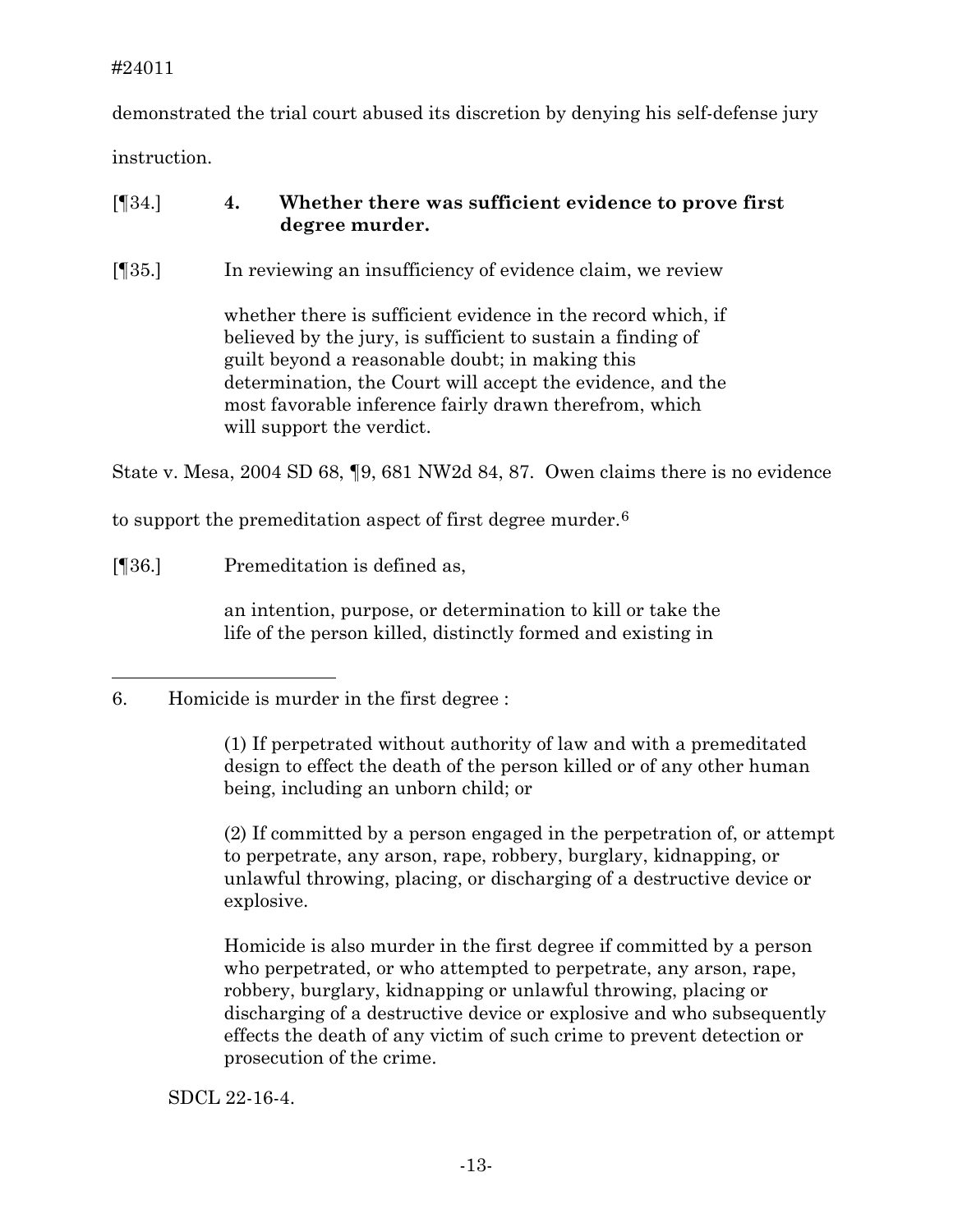demonstrated the trial court abused its discretion by denying his self-defense jury instruction.

[¶34.] **4. Whether there was sufficient evidence to prove first degree murder.**

[¶35.] In reviewing an insufficiency of evidence claim, we review

> whether there is sufficient evidence in the record which, if believed by the jury, is sufficient to sustain a finding of guilt beyond a reasonable doubt; in making this determination, the Court will accept the evidence, and the most favorable inference fairly drawn therefrom, which will support the verdict.

State v. Mesa, 2004 SD 68, ¶9, 681 NW2d 84, 87. Owen claims there is no evidence to support the premeditation aspect of first degree murder.[6]

[¶36.] Premeditation is defined as,

> an intention, purpose, or determination to kill or take the life of the person killed, distinctly formed and existing in

---

6. Homicide is murder in the first degree :

> (1) If perpetrated without authority of law and with a premeditated design to effect the death of the person killed or of any other human being, including an unborn child; or
>
> (2) If committed by a person engaged in the perpetration of, or attempt to perpetrate, any arson, rape, robbery, burglary, kidnapping, or unlawful throwing, placing, or discharging of a destructive device or explosive.
>
> Homicide is also murder in the first degree if committed by a person who perpetrated, or who attempted to perpetrate, any arson, rape, robbery, burglary, kidnapping or unlawful throwing, placing or discharging of a destructive device or explosive and who subsequently effects the death of any victim of such crime to prevent detection or prosecution of the crime.

SDCL 22-16-4.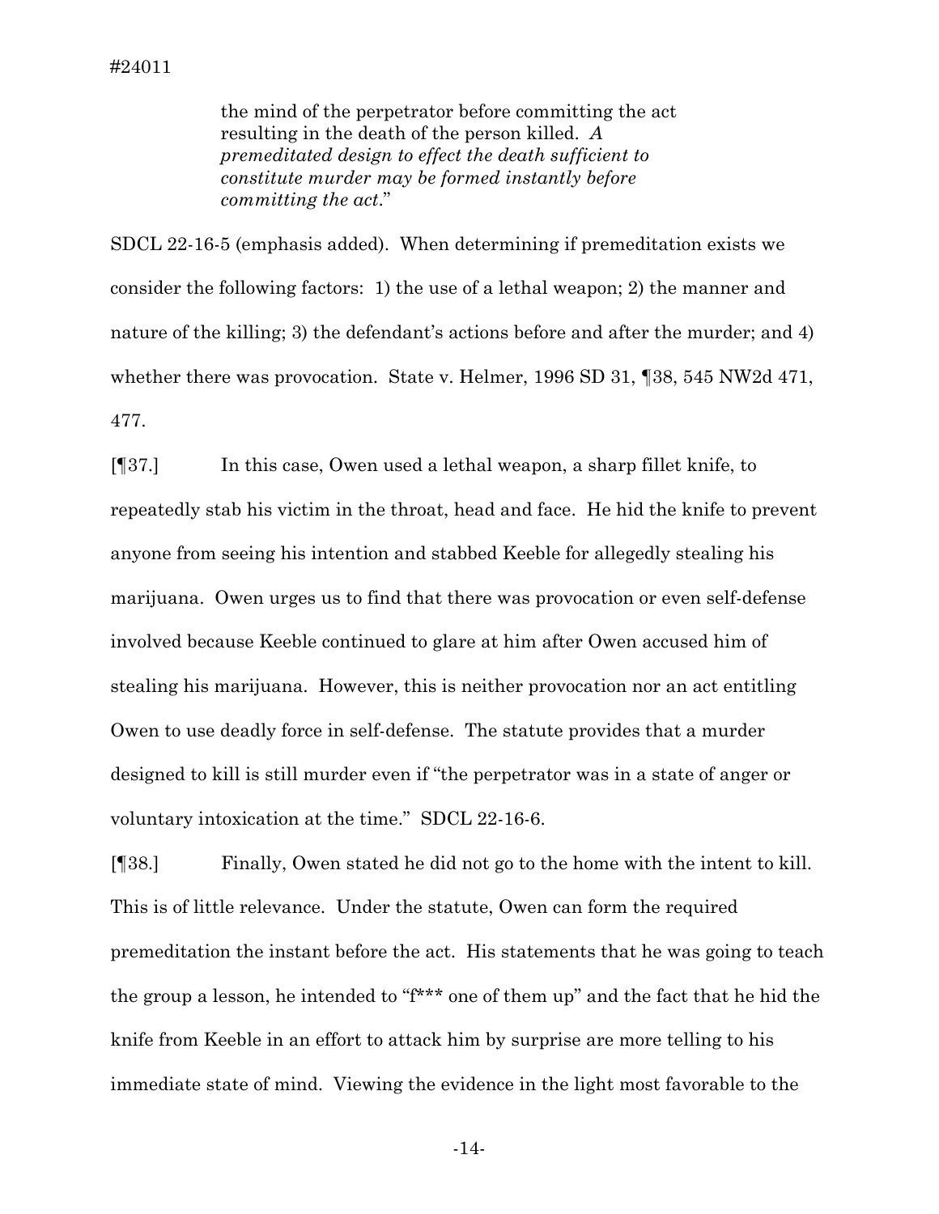> the mind of the perpetrator before committing the act resulting in the death of the person killed. *A premeditated design to effect the death sufficient to constitute murder may be formed instantly before committing the act*."

SDCL 22-16-5 (emphasis added). When determining if premeditation exists we consider the following factors: 1) the use of a lethal weapon; 2) the manner and nature of the killing; 3) the defendant's actions before and after the murder; and 4) whether there was provocation. State v. Helmer, 1996 SD 31, ¶38, 545 NW2d 471, 477.

[¶37.] In this case, Owen used a lethal weapon, a sharp fillet knife, to repeatedly stab his victim in the throat, head and face. He hid the knife to prevent anyone from seeing his intention and stabbed Keeble for allegedly stealing his marijuana. Owen urges us to find that there was provocation or even self-defense involved because Keeble continued to glare at him after Owen accused him of stealing his marijuana. However, this is neither provocation nor an act entitling Owen to use deadly force in self-defense. The statute provides that a murder designed to kill is still murder even if "the perpetrator was in a state of anger or voluntary intoxication at the time." SDCL 22-16-6.

[¶38.] Finally, Owen stated he did not go to the home with the intent to kill. This is of little relevance. Under the statute, Owen can form the required premeditation the instant before the act. His statements that he was going to teach the group a lesson, he intended to "f*** one of them up" and the fact that he hid the knife from Keeble in an effort to attack him by surprise are more telling to his immediate state of mind. Viewing the evidence in the light most favorable to the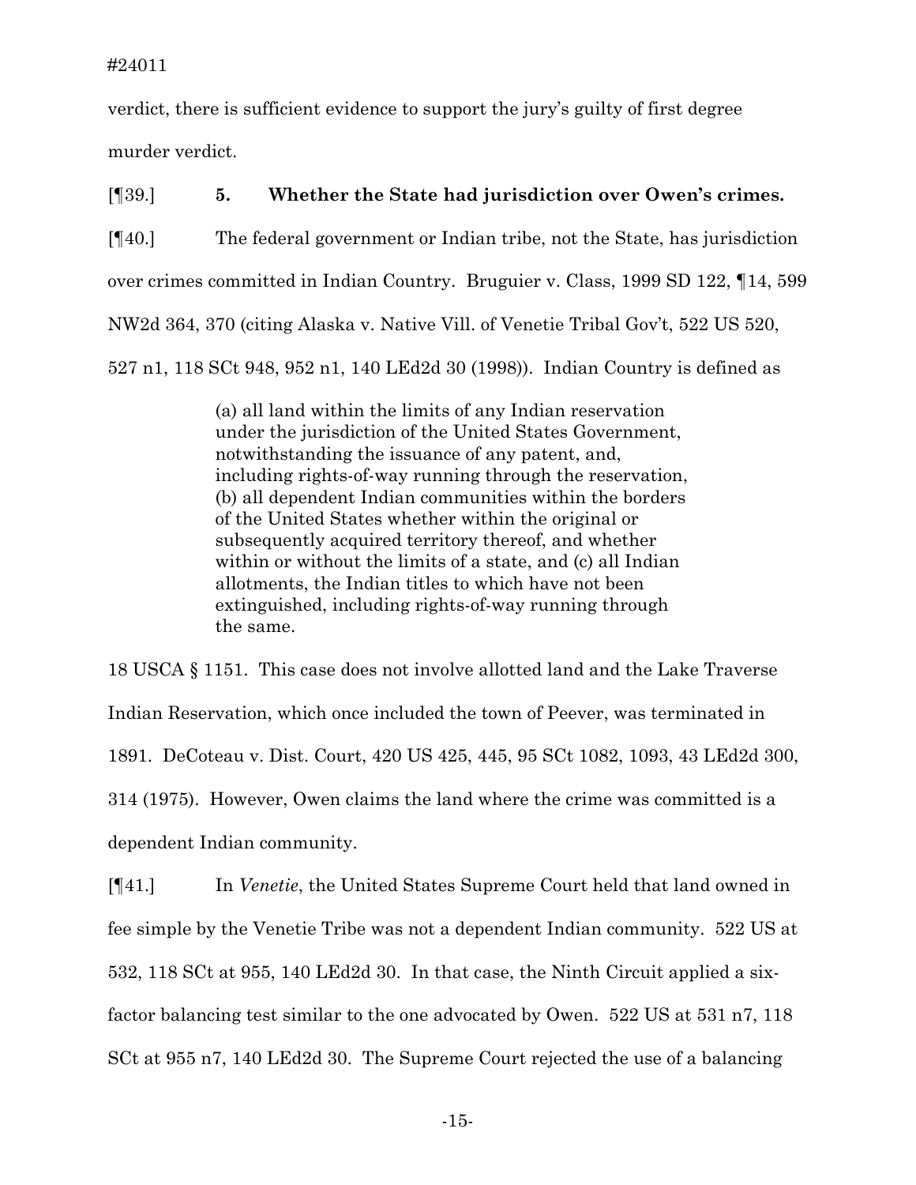verdict, there is sufficient evidence to support the jury's guilty of first degree murder verdict.

[¶39.] **5. Whether the State had jurisdiction over Owen's crimes.**

[¶40.] The federal government or Indian tribe, not the State, has jurisdiction over crimes committed in Indian Country. Bruguier v. Class, 1999 SD 122, ¶14, 599 NW2d 364, 370 (citing Alaska v. Native Vill. of Venetie Tribal Gov't, 522 US 520, 527 n1, 118 SCt 948, 952 n1, 140 LEd2d 30 (1998)). Indian Country is defined as

> (a) all land within the limits of any Indian reservation under the jurisdiction of the United States Government, notwithstanding the issuance of any patent, and, including rights-of-way running through the reservation, (b) all dependent Indian communities within the borders of the United States whether within the original or subsequently acquired territory thereof, and whether within or without the limits of a state, and (c) all Indian allotments, the Indian titles to which have not been extinguished, including rights-of-way running through the same.

18 USCA § 1151. This case does not involve allotted land and the Lake Traverse Indian Reservation, which once included the town of Peever, was terminated in 1891. DeCoteau v. Dist. Court, 420 US 425, 445, 95 SCt 1082, 1093, 43 LEd2d 300, 314 (1975). However, Owen claims the land where the crime was committed is a dependent Indian community.

[¶41.] In *Venetie*, the United States Supreme Court held that land owned in fee simple by the Venetie Tribe was not a dependent Indian community. 522 US at 532, 118 SCt at 955, 140 LEd2d 30. In that case, the Ninth Circuit applied a six-factor balancing test similar to the one advocated by Owen. 522 US at 531 n7, 118 SCt at 955 n7, 140 LEd2d 30. The Supreme Court rejected the use of a balancing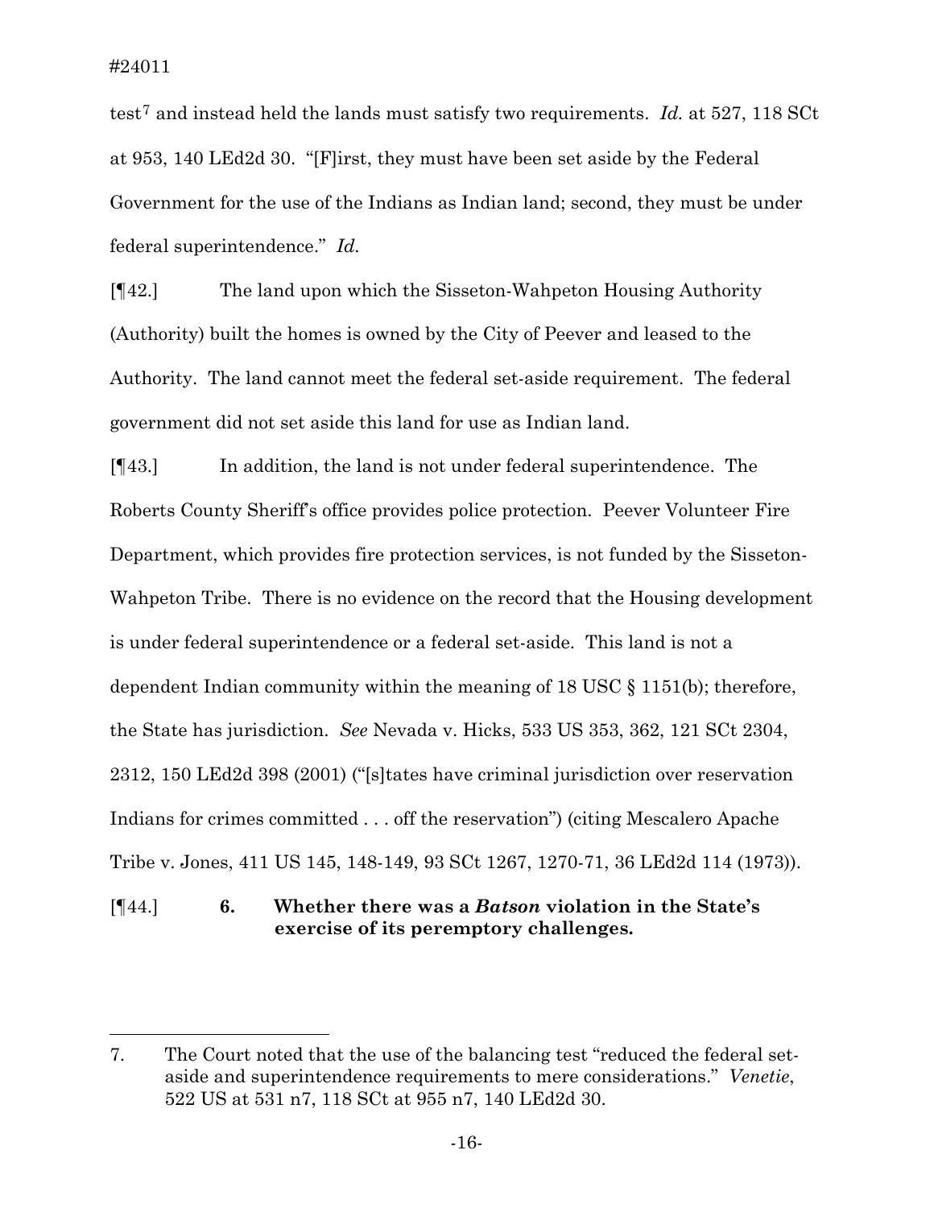test[7] and instead held the lands must satisfy two requirements. *Id.* at 527, 118 SCt at 953, 140 LEd2d 30. "[F]irst, they must have been set aside by the Federal Government for the use of the Indians as Indian land; second, they must be under federal superintendence." *Id.*

[¶42.] The land upon which the Sisseton-Wahpeton Housing Authority (Authority) built the homes is owned by the City of Peever and leased to the Authority. The land cannot meet the federal set-aside requirement. The federal government did not set aside this land for use as Indian land.

[¶43.] In addition, the land is not under federal superintendence. The Roberts County Sheriff's office provides police protection. Peever Volunteer Fire Department, which provides fire protection services, is not funded by the Sisseton-Wahpeton Tribe. There is no evidence on the record that the Housing development is under federal superintendence or a federal set-aside. This land is not a dependent Indian community within the meaning of 18 USC § 1151(b); therefore, the State has jurisdiction. *See* Nevada v. Hicks, 533 US 353, 362, 121 SCt 2304, 2312, 150 LEd2d 398 (2001) ("[s]tates have criminal jurisdiction over reservation Indians for crimes committed . . . off the reservation") (citing Mescalero Apache Tribe v. Jones, 411 US 145, 148-149, 93 SCt 1267, 1270-71, 36 LEd2d 114 (1973)).

[¶44.] **6. Whether there was a *Batson* violation in the State's exercise of its peremptory challenges.**

---

7. The Court noted that the use of the balancing test "reduced the federal set-aside and superintendence requirements to mere considerations." *Venetie*, 522 US at 531 n7, 118 SCt at 955 n7, 140 LEd2d 30.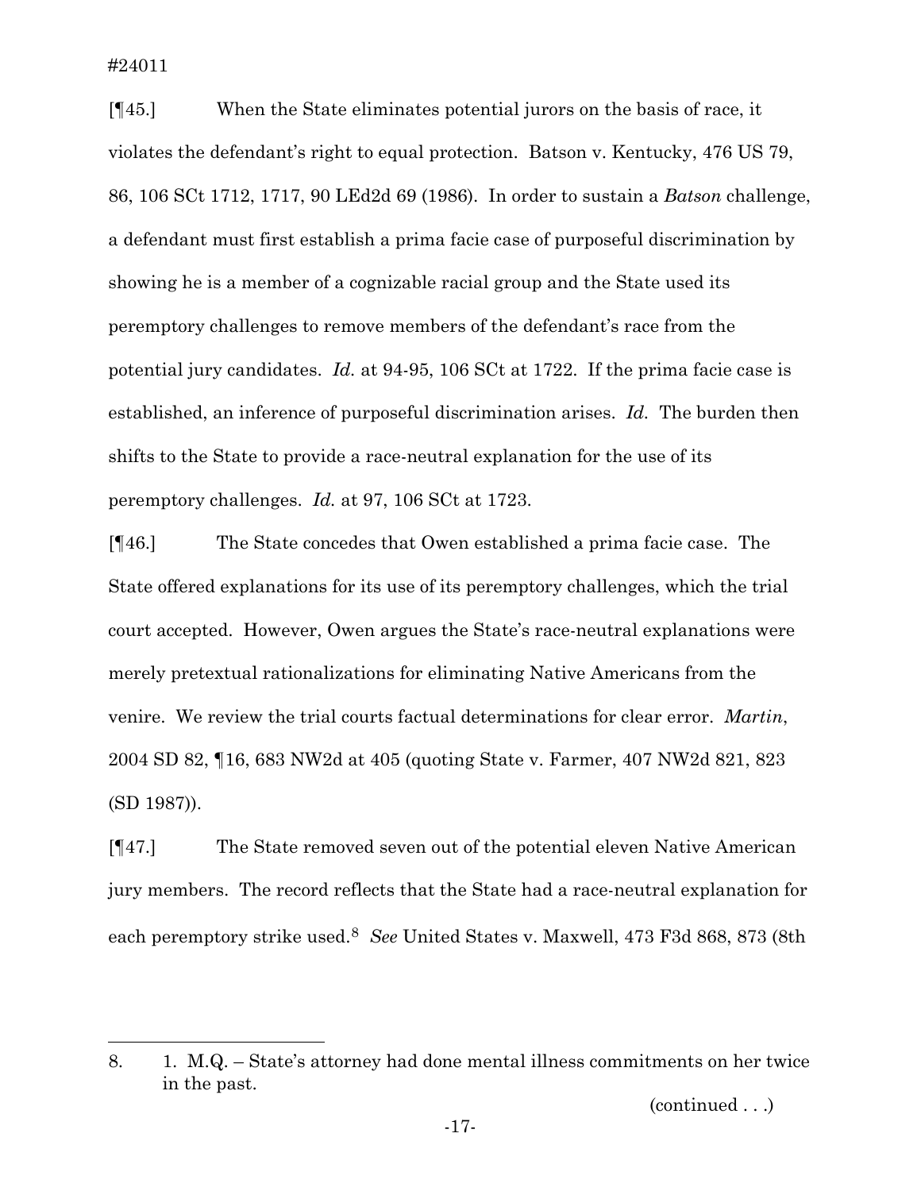[¶45.] When the State eliminates potential jurors on the basis of race, it violates the defendant's right to equal protection. Batson v. Kentucky, 476 US 79, 86, 106 SCt 1712, 1717, 90 LEd2d 69 (1986). In order to sustain a *Batson* challenge, a defendant must first establish a prima facie case of purposeful discrimination by showing he is a member of a cognizable racial group and the State used its peremptory challenges to remove members of the defendant's race from the potential jury candidates. *Id.* at 94-95, 106 SCt at 1722. If the prima facie case is established, an inference of purposeful discrimination arises. *Id.* The burden then shifts to the State to provide a race-neutral explanation for the use of its peremptory challenges. *Id.* at 97, 106 SCt at 1723.

[¶46.] The State concedes that Owen established a prima facie case. The State offered explanations for its use of its peremptory challenges, which the trial court accepted. However, Owen argues the State's race-neutral explanations were merely pretextual rationalizations for eliminating Native Americans from the venire. We review the trial courts factual determinations for clear error. *Martin*, 2004 SD 82, ¶16, 683 NW2d at 405 (quoting State v. Farmer, 407 NW2d 821, 823 (SD 1987)).

[¶47.] The State removed seven out of the potential eleven Native American jury members. The record reflects that the State had a race-neutral explanation for each peremptory strike used.[8] *See* United States v. Maxwell, 473 F3d 868, 873 (8th

---

8. 1. M.Q. – State's attorney had done mental illness commitments on her twice in the past.

(continued . . .)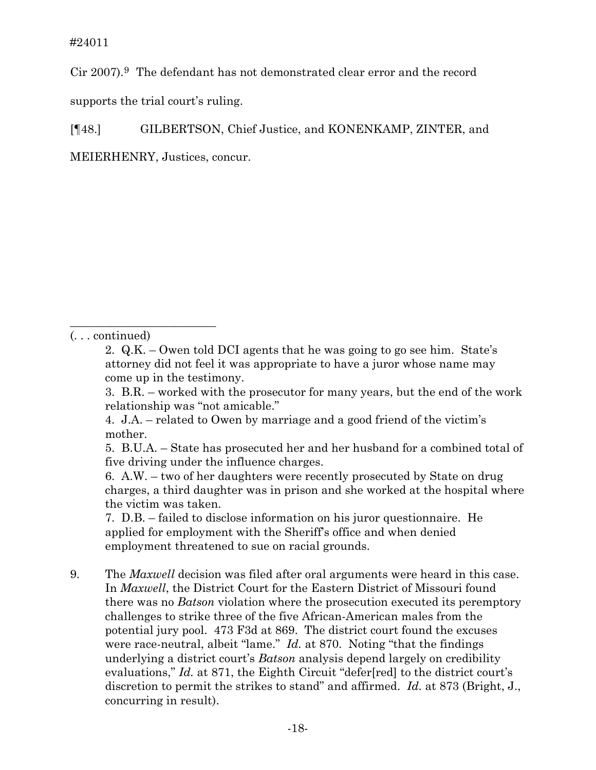Cir 2007).[9] The defendant has not demonstrated clear error and the record supports the trial court's ruling.

[¶48.] GILBERTSON, Chief Justice, and KONENKAMP, ZINTER, and MEIERHENRY, Justices, concur.

---

(. . . continued)

2. Q.K. – Owen told DCI agents that he was going to go see him. State's attorney did not feel it was appropriate to have a juror whose name may come up in the testimony.

3. B.R. – worked with the prosecutor for many years, but the end of the work relationship was "not amicable."

4. J.A. – related to Owen by marriage and a good friend of the victim's mother.

5. B.U.A. – State has prosecuted her and her husband for a combined total of five driving under the influence charges.

6. A.W. – two of her daughters were recently prosecuted by State on drug charges, a third daughter was in prison and she worked at the hospital where the victim was taken.

7. D.B. – failed to disclose information on his juror questionnaire. He applied for employment with the Sheriff's office and when denied employment threatened to sue on racial grounds.

9. The *Maxwell* decision was filed after oral arguments were heard in this case. In *Maxwell*, the District Court for the Eastern District of Missouri found there was no *Batson* violation where the prosecution executed its peremptory challenges to strike three of the five African-American males from the potential jury pool. 473 F3d at 869. The district court found the excuses were race-neutral, albeit "lame." *Id.* at 870. Noting "that the findings underlying a district court's *Batson* analysis depend largely on credibility evaluations," *Id.* at 871, the Eighth Circuit "defer[red] to the district court's discretion to permit the strikes to stand" and affirmed. *Id.* at 873 (Bright, J., concurring in result).